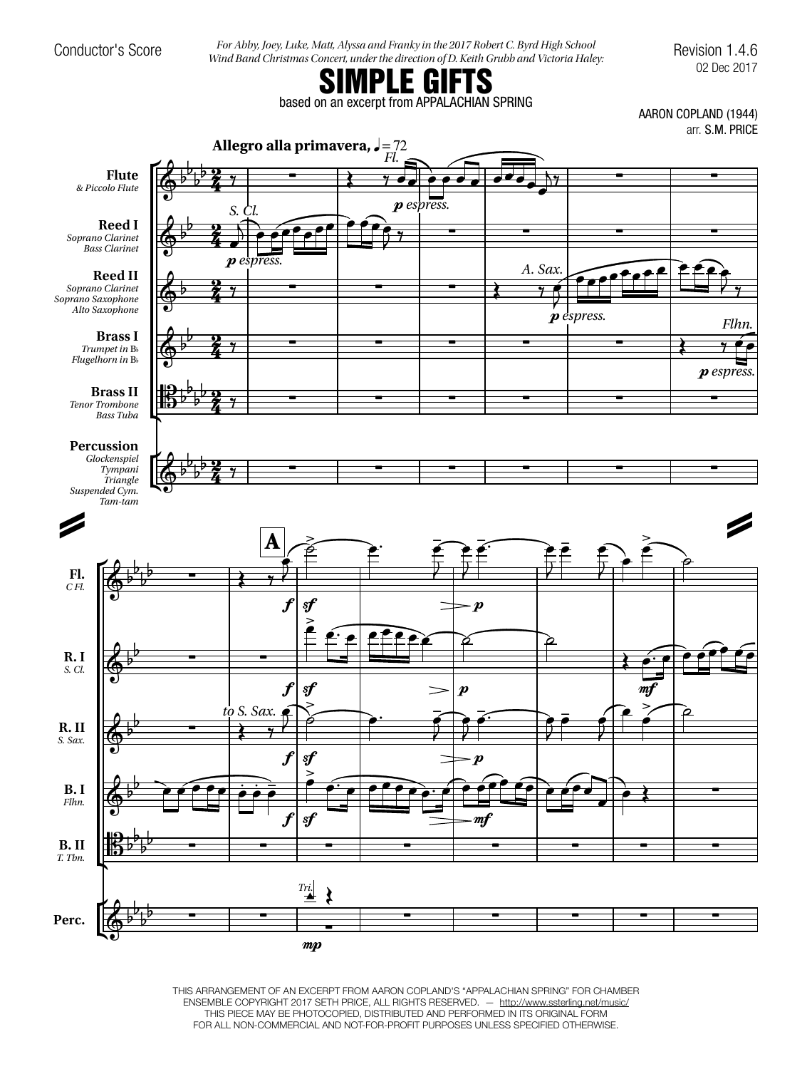Conductor's Score

*For Abby, Joey, Luke, Matt, Alyssa and Franky in the 2017 Robert C. Byrd High School Wind Band Christmas Concert, under the direction of D. Keith Grubb and Victoria Haley:*

Revision 1.4.6
02 Dec 2017

# SIMPLE GIFTS

based on an excerpt from APPALACHIAN SPRING

AARON COPLAND (1944)
arr. S.M. PRICE

**Allegro alla primavera,** ♩=72

**Flute** *& Piccolo Flute*

**Reed I** *Soprano Clarinet, Bass Clarinet*

**Reed II** *Soprano Clarinet, Soprano Saxophone, Alto Saxophone*

**Brass I** *Trumpet in B♭, Flugelhorn in B♭*

**Brass II** *Tenor Trombone, Bass Tuba*

**Percussion** *Glockenspiel, Tympani, Triangle, Suspended Cym., Tam-tam*

THIS ARRANGEMENT OF AN EXCERPT FROM AARON COPLAND'S "APPALACHIAN SPRING" FOR CHAMBER ENSEMBLE COPYRIGHT 2017 SETH PRICE, ALL RIGHTS RESERVED. — http://www.ssterling.net/music/
THIS PIECE MAY BE PHOTOCOPIED, DISTRIBUTED AND PERFORMED IN ITS ORIGINAL FORM FOR ALL NON-COMMERCIAL AND NOT-FOR-PROFIT PURPOSES UNLESS SPECIFIED OTHERWISE.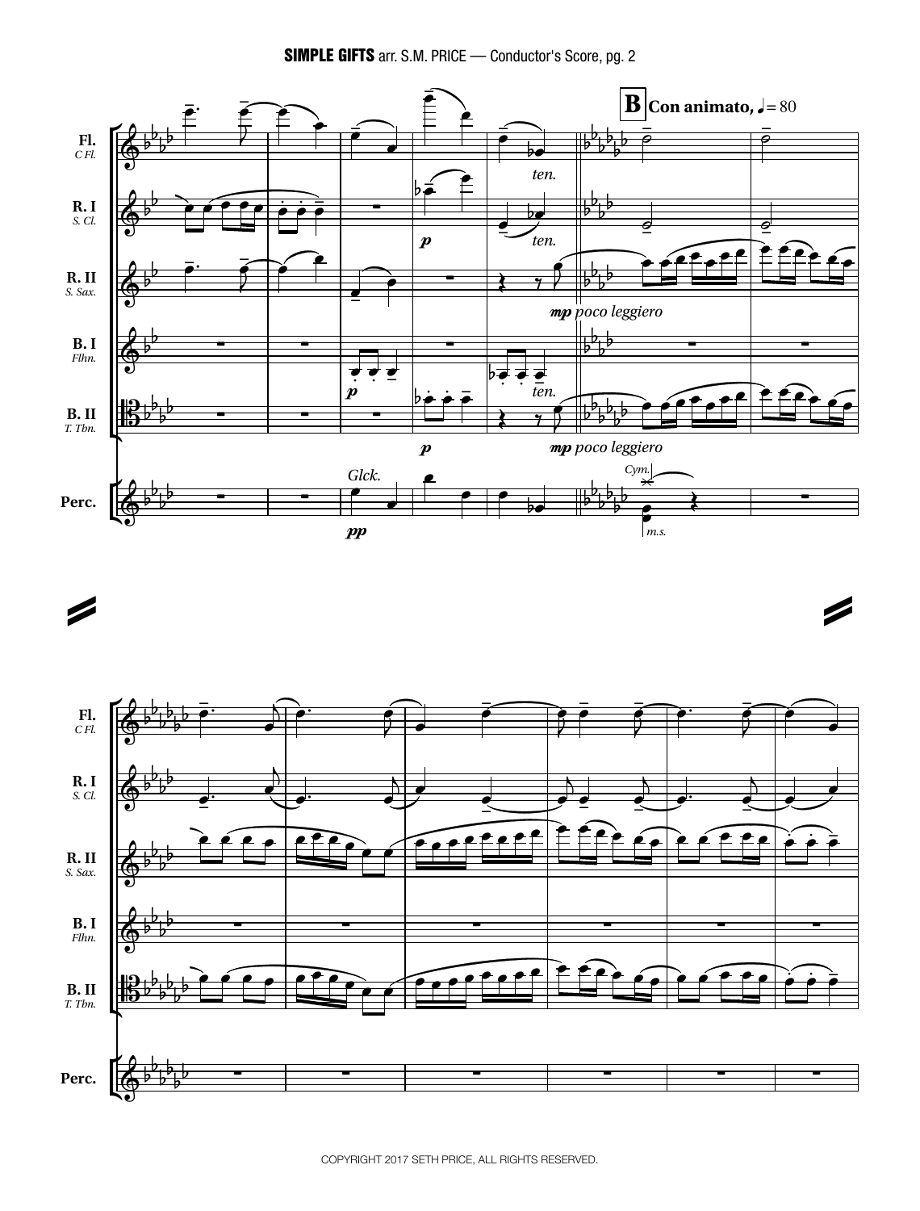**B** **Con animato,** ♩ = 80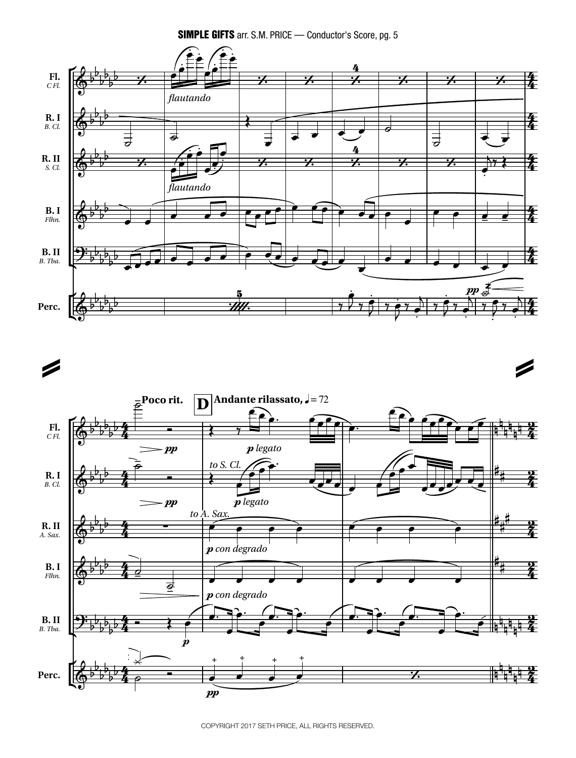Fl. *C Fl.*

R. I *B. Cl.*

R. II *S. Cl.*

B. I *Flhn.*

B. II *B. Tba.*

Perc.

*flautando*

*flautando*

*pp*

Poco rit.

**D** **Andante rilassato,** ♩= 72

Fl. *C Fl.*

R. I *B. Cl.*

R. II *A. Sax.*

B. I *Flhn.*

B. II *B. Tba.*

Perc.

*pp*

*p legato*

*to S. Cl.*

*pp*

*p legato*

*to A. Sax.*

*p con degrado*

*p con degrado*

*p*

*pp*

COPYRIGHT 2017 SETH PRICE, ALL RIGHTS RESERVED.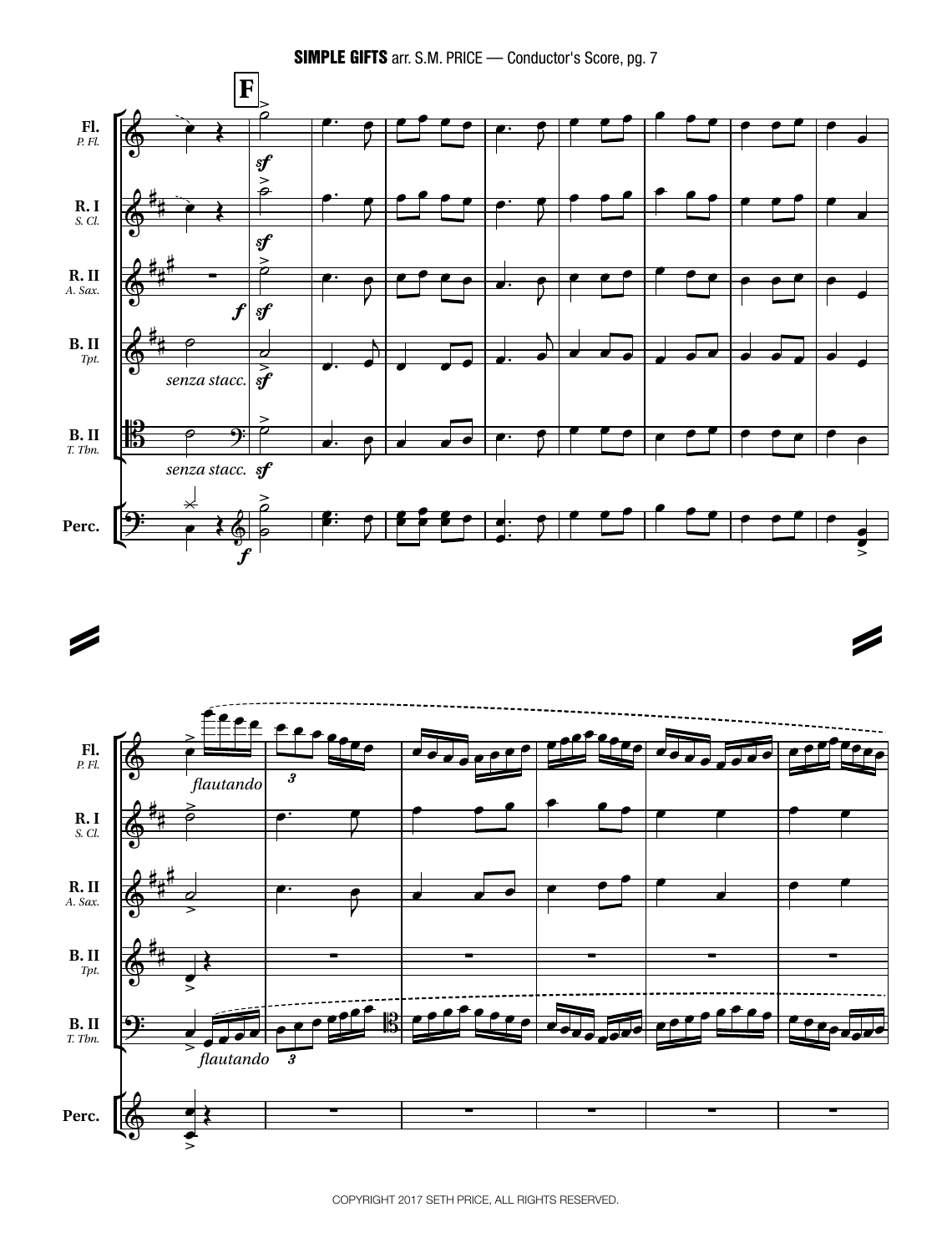**F**

Fl. *P. Fl.*

R. I *S. Cl.*

R. II *A. Sax.*

B. II *Tpt.*

B. II *T. Tbn.*

Perc.

*senza stacc.*

*senza stacc.*

*flautando*

*flautando*

COPYRIGHT 2017 SETH PRICE, ALL RIGHTS RESERVED.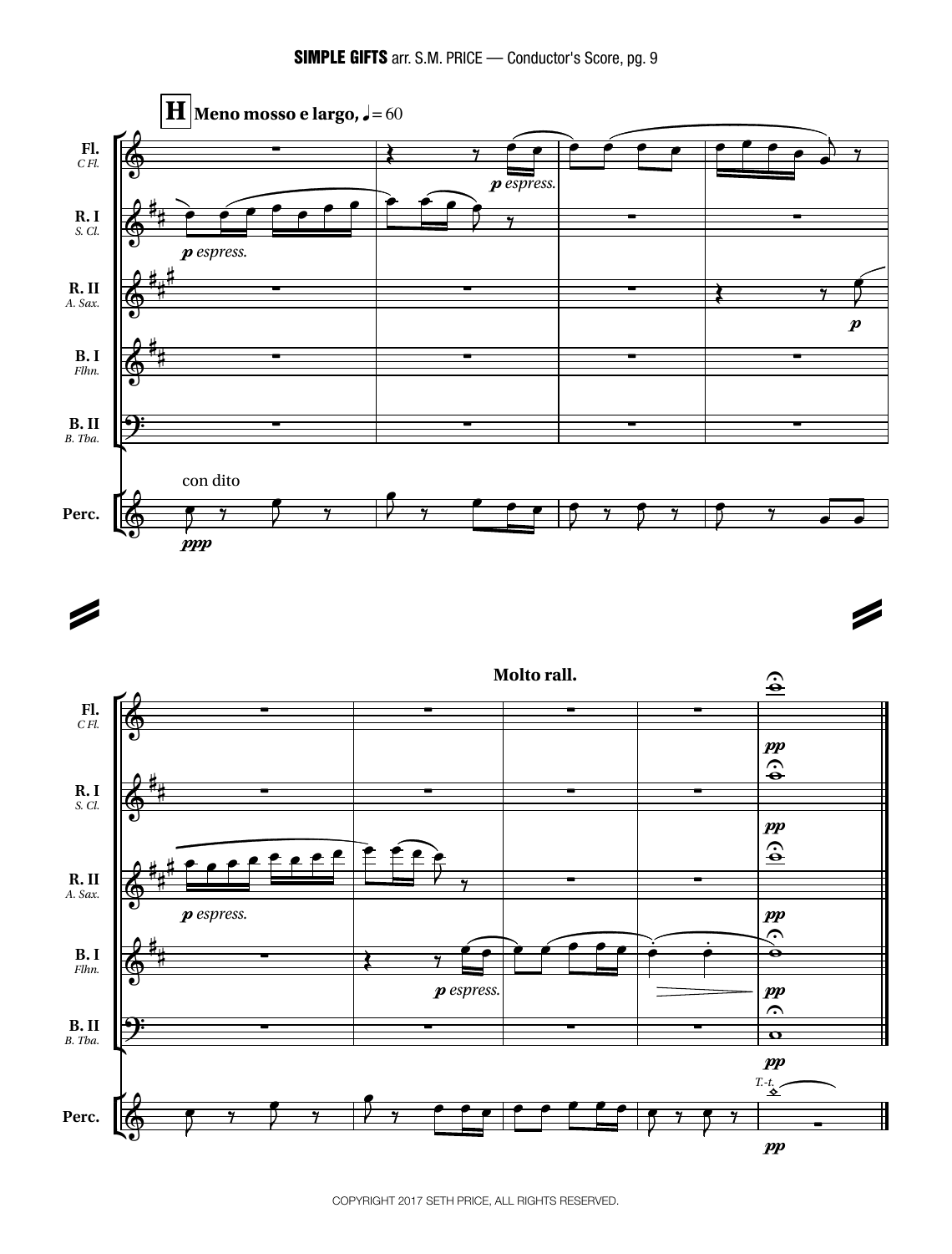**H** **Meno mosso e largo,** ♩ = 60

**Molto rall.**